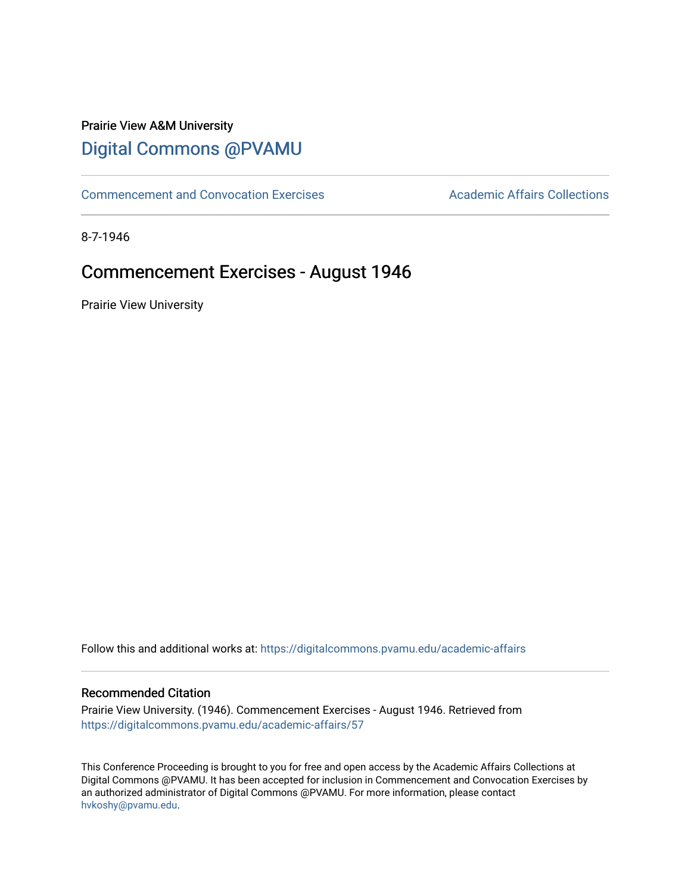Prairie View A&M University

# Digital Commons @PVAMU

Commencement and Convocation Exercises | Academic Affairs Collections

8-7-1946

## Commencement Exercises - August 1946

Prairie View University

Follow this and additional works at: https://digitalcommons.pvamu.edu/academic-affairs

### Recommended Citation

Prairie View University. (1946). Commencement Exercises - August 1946. Retrieved from https://digitalcommons.pvamu.edu/academic-affairs/57

This Conference Proceeding is brought to you for free and open access by the Academic Affairs Collections at Digital Commons @PVAMU. It has been accepted for inclusion in Commencement and Convocation Exercises by an authorized administrator of Digital Commons @PVAMU. For more information, please contact hvkoshy@pvamu.edu.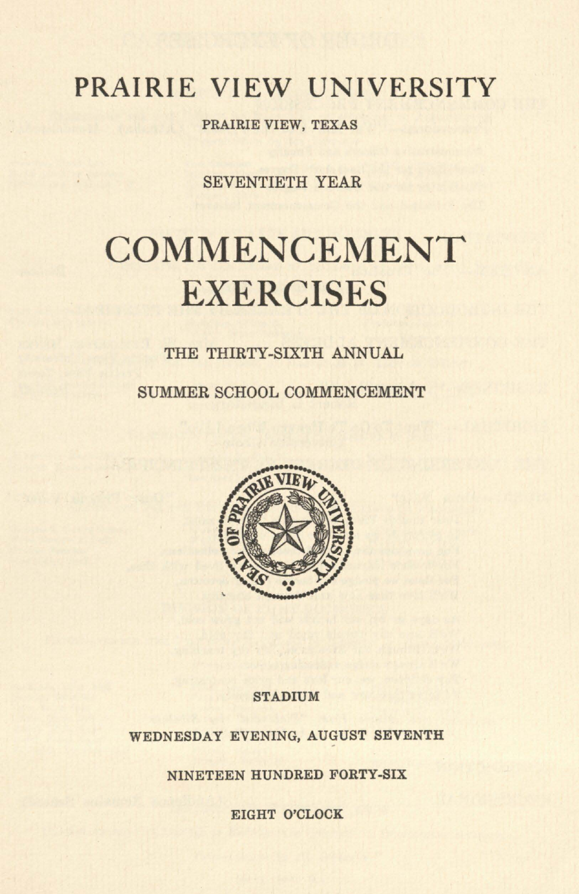# PRAIRIE VIEW UNIVERSITY

PRAIRIE VIEW, TEXAS

SEVENTIETH YEAR

# COMMENCEMENT EXERCISES

THE THIRTY-SIXTH ANNUAL

SUMMER SCHOOL COMMENCEMENT

SEAL OF PRAIRIE VIEW UNIVERSITY

STADIUM

WEDNESDAY EVENING, AUGUST SEVENTH

NINETEEN HUNDRED FORTY-SIX

EIGHT O'CLOCK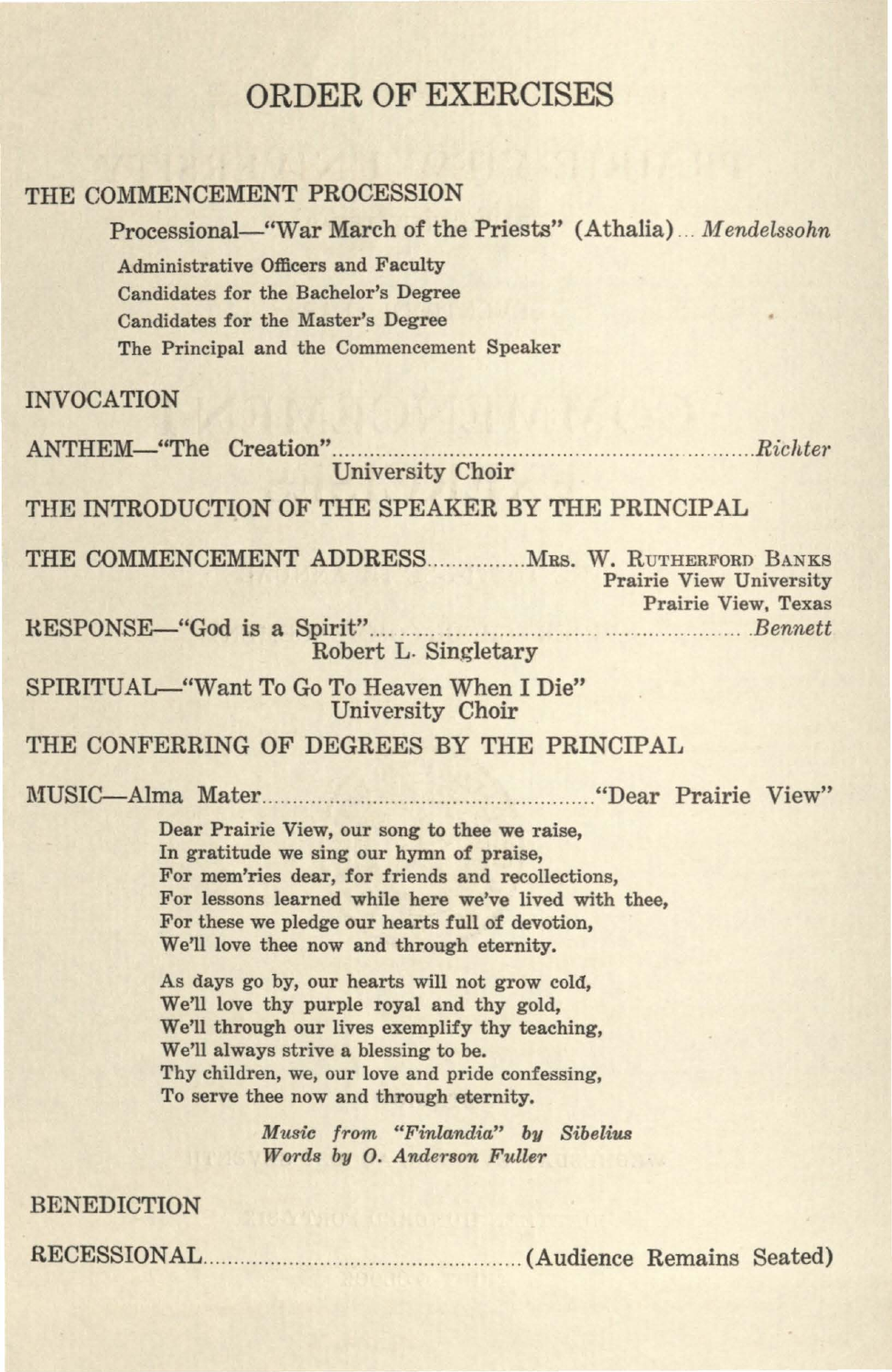# ORDER OF EXERCISES

## THE COMMENCEMENT PROCESSION

Processional—"War March of the Priests" (Athalia)... *Mendelssohn*

- Administrative Officers and Faculty
- Candidates for the Bachelor's Degree
- Candidates for the Master's Degree
- The Principal and the Commencement Speaker

## INVOCATION

ANTHEM—"The Creation"........................................................................*Richter*
University Choir

## THE INTRODUCTION OF THE SPEAKER BY THE PRINCIPAL

THE COMMENCEMENT ADDRESS................MRS. W. RUTHERFORD BANKS
Prairie View University
Prairie View, Texas

RESPONSE—"God is a Spirit"............................................................*Bennett*
Robert L. Singletary

SPIRITUAL—"Want To Go To Heaven When I Die"
University Choir

## THE CONFERRING OF DEGREES BY THE PRINCIPAL

MUSIC—Alma Mater......................................................"Dear Prairie View"

Dear Prairie View, our song to thee we raise,
In gratitude we sing our hymn of praise,
For mem'ries dear, for friends and recollections,
For lessons learned while here we've lived with thee,
For these we pledge our hearts full of devotion,
We'll love thee now and through eternity.

As days go by, our hearts will not grow cold,
We'll love thy purple royal and thy gold,
We'll through our lives exemplify thy teaching,
We'll always strive a blessing to be.
Thy children, we, our love and pride confessing,
To serve thee now and through eternity.

*Music from "Finlandia" by Sibelius*
*Words by O. Anderson Fuller*

## BENEDICTION

RECESSIONAL....................................................(Audience Remains Seated)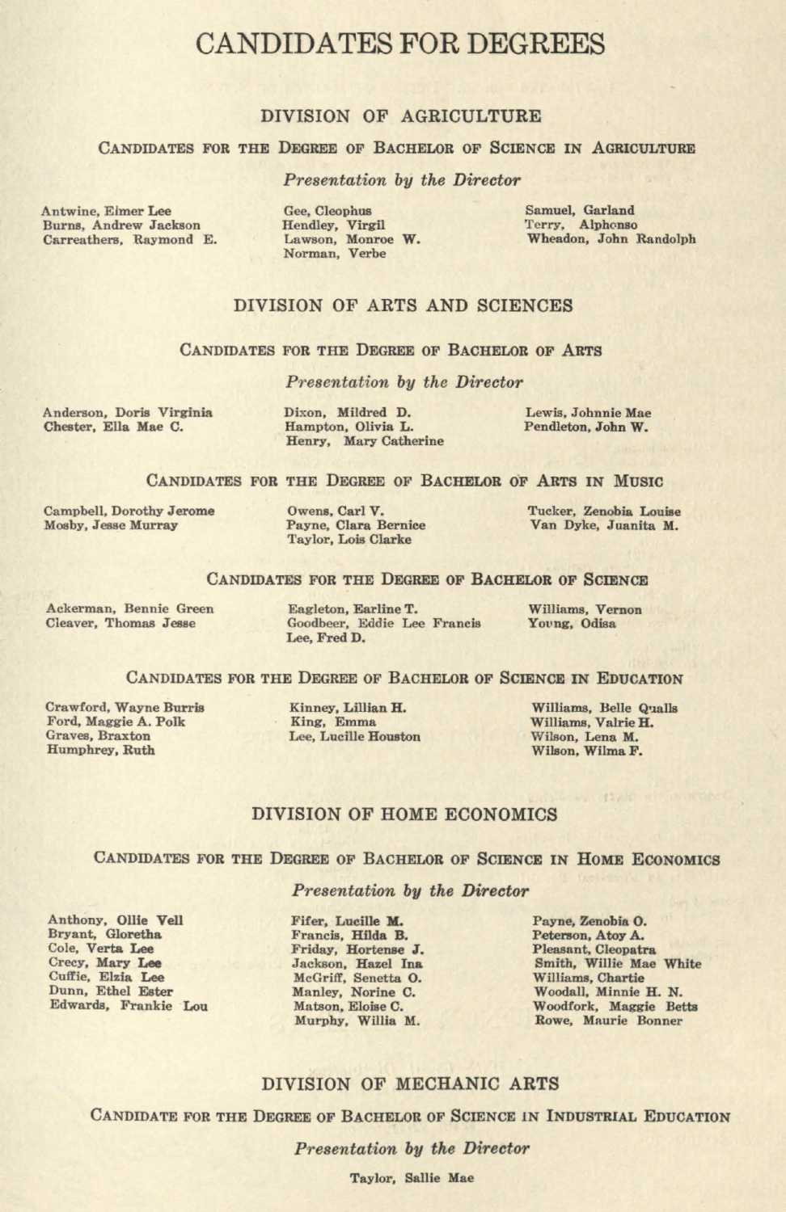# CANDIDATES FOR DEGREES

## DIVISION OF AGRICULTURE

### Candidates for the Degree of Bachelor of Science in Agriculture

*Presentation by the Director*

Antwine, Elmer Lee
Burns, Andrew Jackson
Carreathers, Raymond E.
Gee, Cleophus
Hendley, Virgil
Lawson, Monroe W.
Norman, Verbe
Samuel, Garland
Terry, Alphonso
Wheadon, John Randolph

## DIVISION OF ARTS AND SCIENCES

### Candidates for the Degree of Bachelor of Arts

*Presentation by the Director*

Anderson, Doris Virginia
Chester, Ella Mae C.
Dixon, Mildred D.
Hampton, Olivia L.
Henry, Mary Catherine
Lewis, Johnnie Mae
Pendleton, John W.

### Candidates for the Degree of Bachelor of Arts in Music

Campbell, Dorothy Jerome
Mosby, Jesse Murray
Owens, Carl V.
Payne, Clara Bernice
Taylor, Lois Clarke
Tucker, Zenobia Louise
Van Dyke, Juanita M.

### Candidates for the Degree of Bachelor of Science

Ackerman, Bennie Green
Cleaver, Thomas Jesse
Eagleton, Earline T.
Goodbeer, Eddie Lee Francis
Lee, Fred D.
Williams, Vernon
Young, Odisa

### Candidates for the Degree of Bachelor of Science in Education

Crawford, Wayne Burris
Ford, Maggie A. Polk
Graves, Braxton
Humphrey, Ruth
Kinney, Lillian H.
King, Emma
Lee, Lucille Houston
Williams, Belle Qualls
Williams, Valrie H.
Wilson, Lena M.
Wilson, Wilma F.

## DIVISION OF HOME ECONOMICS

### Candidates for the Degree of Bachelor of Science in Home Economics

*Presentation by the Director*

Anthony, Ollie Vell
Bryant, Gloretha
Cole, Verta Lee
Crecy, Mary Lee
Cuffie, Elzia Lee
Dunn, Ethel Ester
Edwards, Frankie Lou
Fifer, Lucille M.
Francis, Hilda B.
Friday, Hortense J.
Jackson, Hazel Ina
McGriff, Senetta O.
Manley, Norine C.
Matson, Eloise C.
Murphy, Willia M.
Payne, Zenobia O.
Peterson, Atoy A.
Pleasant, Cleopatra
Smith, Willie Mae White
Williams, Chartie
Woodall, Minnie H. N.
Woodfork, Maggie Betts
Rowe, Maurie Bonner

## DIVISION OF MECHANIC ARTS

### Candidate for the Degree of Bachelor of Science in Industrial Education

*Presentation by the Director*

Taylor, Sallie Mae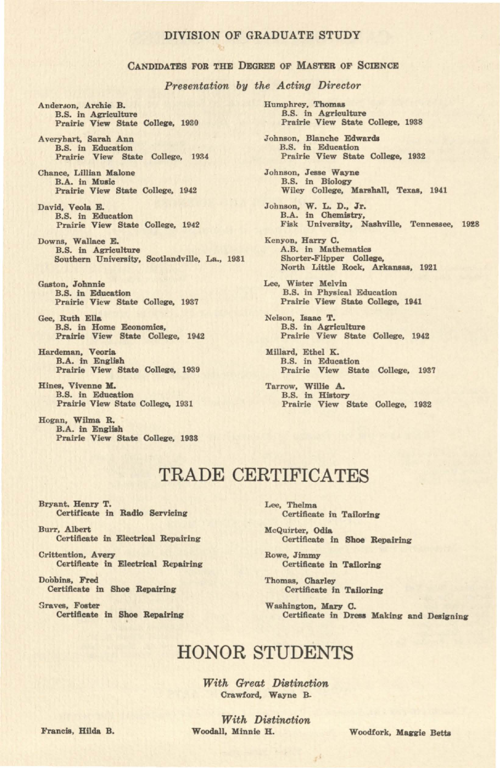## DIVISION OF GRADUATE STUDY

### CANDIDATES FOR THE DEGREE OF MASTER OF SCIENCE

*Presentation by the Acting Director*

Anderson, Archie B.
B.S. in Agriculture
Prairie View State College, 1930

Averyhart, Sarah Ann
B.S. in Education
Prairie View State College, 1934

Chance, Lillian Malone
B.A. in Music
Prairie View State College, 1942

David, Veola E.
B.S. in Education
Prairie View State College, 1942

Downs, Wallace E.
B.S. in Agriculture
Southern University, Scotlandville, La., 1931

Gaston, Johnnie
B.S. in Education
Prairie View State College, 1937

Gee, Ruth Ella
B.S. in Home Economics,
Prairie View State College, 1942

Hardeman, Veoria
B.A. in English
Prairie View State College, 1939

Hines, Vivenne M.
B.S. in Education
Prairie View State College, 1931

Hogan, Wilma R.
B.A. in English
Prairie View State College, 1933

Humphrey, Thomas
B.S. in Agriculture
Prairie View State College, 1938

Johnson, Blanche Edwards
B.S. in Education
Prairie View State College, 1932

Johnson, Jesse Wayne
B.S. in Biology
Wiley College, Marshall, Texas, 1941

Johnson, W. L. D., Jr.
B.A. in Chemistry,
Fisk University, Nashville, Tennessee, 1928

Kenyon, Harry C.
A.B. in Mathematics
Shorter-Flipper College,
North Little Rock, Arkansas, 1921

Lee, Wister Melvin
B.S. in Physical Education
Prairie View State College, 1941

Nelson, Isaac T.
B.S. in Agriculture
Prairie View State College, 1942

Millard, Ethel K.
B.S. in Education
Prairie View State College, 1937

Tarrow, Willie A.
B.S. in History
Prairie View State College, 1932

# TRADE CERTIFICATES

Bryant, Henry T.
Certificate in Radio Servicing

Burr, Albert
Certificate in Electrical Repairing

Crittention, Avery
Certificate in Electrical Repairing

Dobbins, Fred
Certificate in Shoe Repairing

Graves, Foster
Certificate in Shoe Repairing

Lee, Thelma
Certificate in Tailoring

McQuirter, Odia
Certificate in Shoe Repairing

Rowe, Jimmy
Certificate in Tailoring

Thomas, Charley
Certificate in Tailoring

Washington, Mary C.
Certificate in Dress Making and Designing

# HONOR STUDENTS

*With Great Distinction*

Crawford, Wayne B.

*With Distinction*

Francis, Hilda B.

Woodall, Minnie H.

Woodfork, Maggie Betts